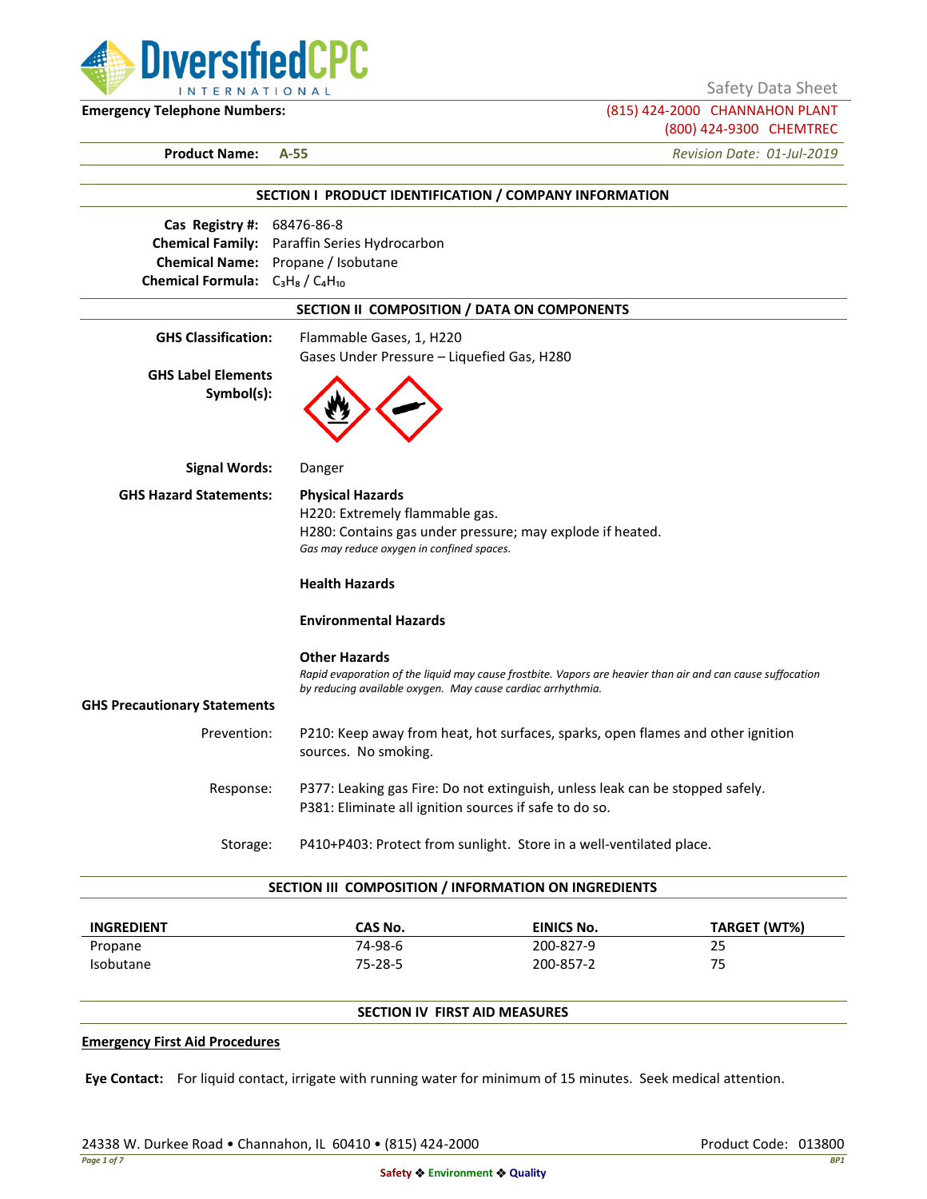Safety Data Sheet

**Emergency Telephone Numbers:** (815) 424-2000 CHANNAHON PLANT
(800) 424-9300 CHEMTREC

**Product Name:** **A-55** *Revision Date: 01-Jul-2019*

## SECTION I PRODUCT IDENTIFICATION / COMPANY INFORMATION

**Cas Registry #:** 68476-86-8
**Chemical Family:** Paraffin Series Hydrocarbon
**Chemical Name:** Propane / Isobutane
**Chemical Formula:** $C_3H_8$ / $C_4H_{10}$

## SECTION II COMPOSITION / DATA ON COMPONENTS

**GHS Classification:** Flammable Gases, 1, H220
Gases Under Pressure – Liquefied Gas, H280

**GHS Label Elements Symbol(s):**

**Signal Words:** Danger

**GHS Hazard Statements:**

**Physical Hazards**
H220: Extremely flammable gas.
H280: Contains gas under pressure; may explode if heated.
*Gas may reduce oxygen in confined spaces.*

**Health Hazards**

**Environmental Hazards**

**Other Hazards**
*Rapid evaporation of the liquid may cause frostbite. Vapors are heavier than air and can cause suffocation by reducing available oxygen. May cause cardiac arrhythmia.*

**GHS Precautionary Statements**

Prevention: P210: Keep away from heat, hot surfaces, sparks, open flames and other ignition sources. No smoking.

Response: P377: Leaking gas Fire: Do not extinguish, unless leak can be stopped safely.
P381: Eliminate all ignition sources if safe to do so.

Storage: P410+P403: Protect from sunlight. Store in a well-ventilated place.

## SECTION III COMPOSITION / INFORMATION ON INGREDIENTS

| INGREDIENT | CAS No. | EINICS No. | TARGET (WT%) |
|---|---|---|---|
| Propane | 74-98-6 | 200-827-9 | 25 |
| Isobutane | 75-28-5 | 200-857-2 | 75 |

## SECTION IV FIRST AID MEASURES

**Emergency First Aid Procedures**

**Eye Contact:** For liquid contact, irrigate with running water for minimum of 15 minutes. Seek medical attention.

24338 W. Durkee Road • Channahon, IL 60410 • (815) 424-2000 Product Code: 013800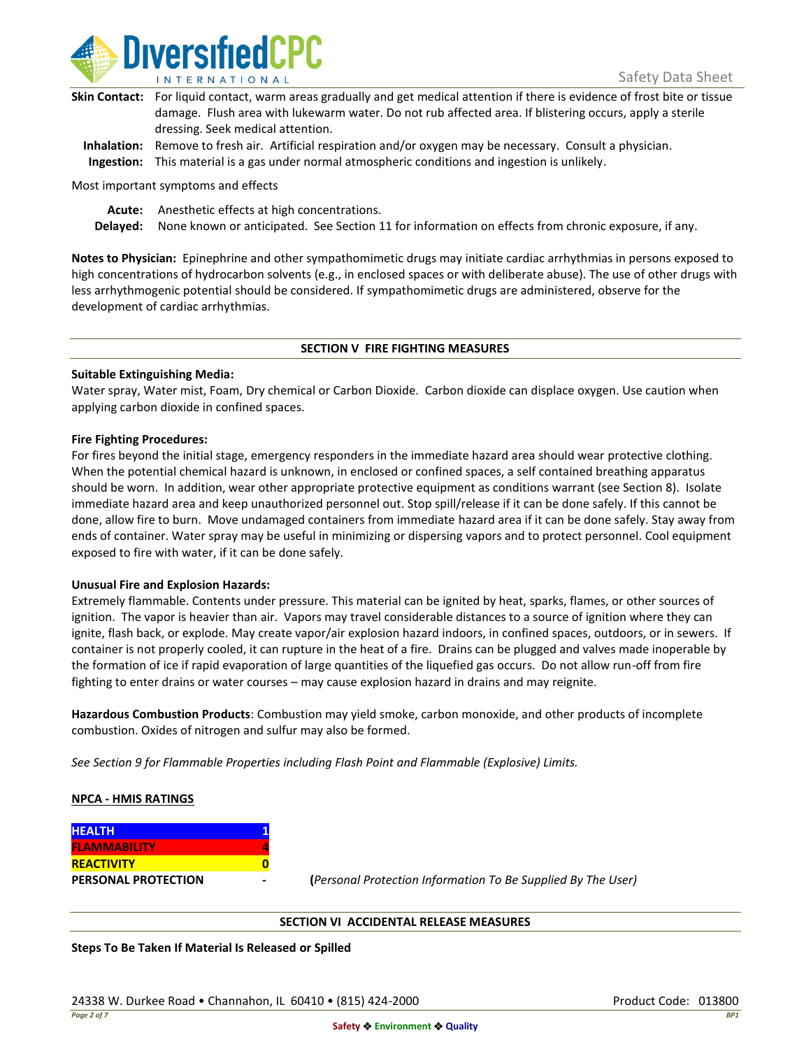**Skin Contact:** For liquid contact, warm areas gradually and get medical attention if there is evidence of frost bite or tissue damage. Flush area with lukewarm water. Do not rub affected area. If blistering occurs, apply a sterile dressing. Seek medical attention.

**Inhalation:** Remove to fresh air. Artificial respiration and/or oxygen may be necessary. Consult a physician.

**Ingestion:** This material is a gas under normal atmospheric conditions and ingestion is unlikely.

Most important symptoms and effects

**Acute:** Anesthetic effects at high concentrations.

**Delayed:** None known or anticipated. See Section 11 for information on effects from chronic exposure, if any.

**Notes to Physician:** Epinephrine and other sympathomimetic drugs may initiate cardiac arrhythmias in persons exposed to high concentrations of hydrocarbon solvents (e.g., in enclosed spaces or with deliberate abuse). The use of other drugs with less arrhythmogenic potential should be considered. If sympathomimetic drugs are administered, observe for the development of cardiac arrhythmias.

## SECTION V FIRE FIGHTING MEASURES

**Suitable Extinguishing Media:**

Water spray, Water mist, Foam, Dry chemical or Carbon Dioxide. Carbon dioxide can displace oxygen. Use caution when applying carbon dioxide in confined spaces.

**Fire Fighting Procedures:**

For fires beyond the initial stage, emergency responders in the immediate hazard area should wear protective clothing. When the potential chemical hazard is unknown, in enclosed or confined spaces, a self contained breathing apparatus should be worn. In addition, wear other appropriate protective equipment as conditions warrant (see Section 8). Isolate immediate hazard area and keep unauthorized personnel out. Stop spill/release if it can be done safely. If this cannot be done, allow fire to burn. Move undamaged containers from immediate hazard area if it can be done safely. Stay away from ends of container. Water spray may be useful in minimizing or dispersing vapors and to protect personnel. Cool equipment exposed to fire with water, if it can be done safely.

**Unusual Fire and Explosion Hazards:**

Extremely flammable. Contents under pressure. This material can be ignited by heat, sparks, flames, or other sources of ignition. The vapor is heavier than air. Vapors may travel considerable distances to a source of ignition where they can ignite, flash back, or explode. May create vapor/air explosion hazard indoors, in confined spaces, outdoors, or in sewers. If container is not properly cooled, it can rupture in the heat of a fire. Drains can be plugged and valves made inoperable by the formation of ice if rapid evaporation of large quantities of the liquefied gas occurs. Do not allow run-off from fire fighting to enter drains or water courses – may cause explosion hazard in drains and may reignite.

**Hazardous Combustion Products**: Combustion may yield smoke, carbon monoxide, and other products of incomplete combustion. Oxides of nitrogen and sulfur may also be formed.

*See Section 9 for Flammable Properties including Flash Point and Flammable (Explosive) Limits.*

**NPCA - HMIS RATINGS**

| | |
|---|---|
| **HEALTH** | **1** |
| **FLAMMABILITY** | **4** |
| **REACTIVITY** | **0** |
| **PERSONAL PROTECTION** | **-** |

(*Personal Protection Information To Be Supplied By The User)*

## SECTION VI ACCIDENTAL RELEASE MEASURES

**Steps To Be Taken If Material Is Released or Spilled**

24338 W. Durkee Road • Channahon, IL 60410 • (815) 424-2000

Product Code: 013800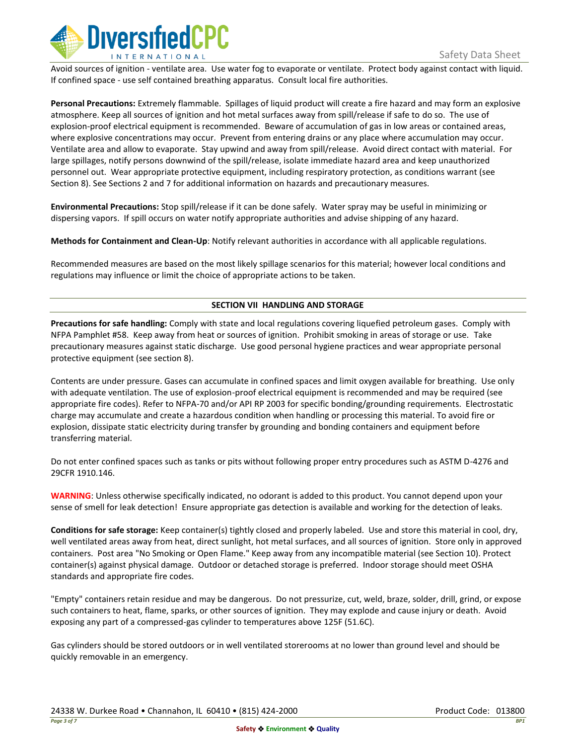Avoid sources of ignition - ventilate area. Use water fog to evaporate or ventilate. Protect body against contact with liquid. If confined space - use self contained breathing apparatus. Consult local fire authorities.

**Personal Precautions:** Extremely flammable. Spillages of liquid product will create a fire hazard and may form an explosive atmosphere. Keep all sources of ignition and hot metal surfaces away from spill/release if safe to do so. The use of explosion-proof electrical equipment is recommended. Beware of accumulation of gas in low areas or contained areas, where explosive concentrations may occur. Prevent from entering drains or any place where accumulation may occur. Ventilate area and allow to evaporate. Stay upwind and away from spill/release. Avoid direct contact with material. For large spillages, notify persons downwind of the spill/release, isolate immediate hazard area and keep unauthorized personnel out. Wear appropriate protective equipment, including respiratory protection, as conditions warrant (see Section 8). See Sections 2 and 7 for additional information on hazards and precautionary measures.

**Environmental Precautions:** Stop spill/release if it can be done safely. Water spray may be useful in minimizing or dispersing vapors. If spill occurs on water notify appropriate authorities and advise shipping of any hazard.

**Methods for Containment and Clean-Up**: Notify relevant authorities in accordance with all applicable regulations.

Recommended measures are based on the most likely spillage scenarios for this material; however local conditions and regulations may influence or limit the choice of appropriate actions to be taken.

## SECTION VII HANDLING AND STORAGE

**Precautions for safe handling:** Comply with state and local regulations covering liquefied petroleum gases. Comply with NFPA Pamphlet #58. Keep away from heat or sources of ignition. Prohibit smoking in areas of storage or use. Take precautionary measures against static discharge. Use good personal hygiene practices and wear appropriate personal protective equipment (see section 8).

Contents are under pressure. Gases can accumulate in confined spaces and limit oxygen available for breathing. Use only with adequate ventilation. The use of explosion-proof electrical equipment is recommended and may be required (see appropriate fire codes). Refer to NFPA-70 and/or API RP 2003 for specific bonding/grounding requirements. Electrostatic charge may accumulate and create a hazardous condition when handling or processing this material. To avoid fire or explosion, dissipate static electricity during transfer by grounding and bonding containers and equipment before transferring material.

Do not enter confined spaces such as tanks or pits without following proper entry procedures such as ASTM D-4276 and 29CFR 1910.146.

**WARNING**: Unless otherwise specifically indicated, no odorant is added to this product. You cannot depend upon your sense of smell for leak detection! Ensure appropriate gas detection is available and working for the detection of leaks.

**Conditions for safe storage:** Keep container(s) tightly closed and properly labeled. Use and store this material in cool, dry, well ventilated areas away from heat, direct sunlight, hot metal surfaces, and all sources of ignition. Store only in approved containers. Post area "No Smoking or Open Flame." Keep away from any incompatible material (see Section 10). Protect container(s) against physical damage. Outdoor or detached storage is preferred. Indoor storage should meet OSHA standards and appropriate fire codes.

"Empty" containers retain residue and may be dangerous. Do not pressurize, cut, weld, braze, solder, drill, grind, or expose such containers to heat, flame, sparks, or other sources of ignition. They may explode and cause injury or death. Avoid exposing any part of a compressed-gas cylinder to temperatures above 125F (51.6C).

Gas cylinders should be stored outdoors or in well ventilated storerooms at no lower than ground level and should be quickly removable in an emergency.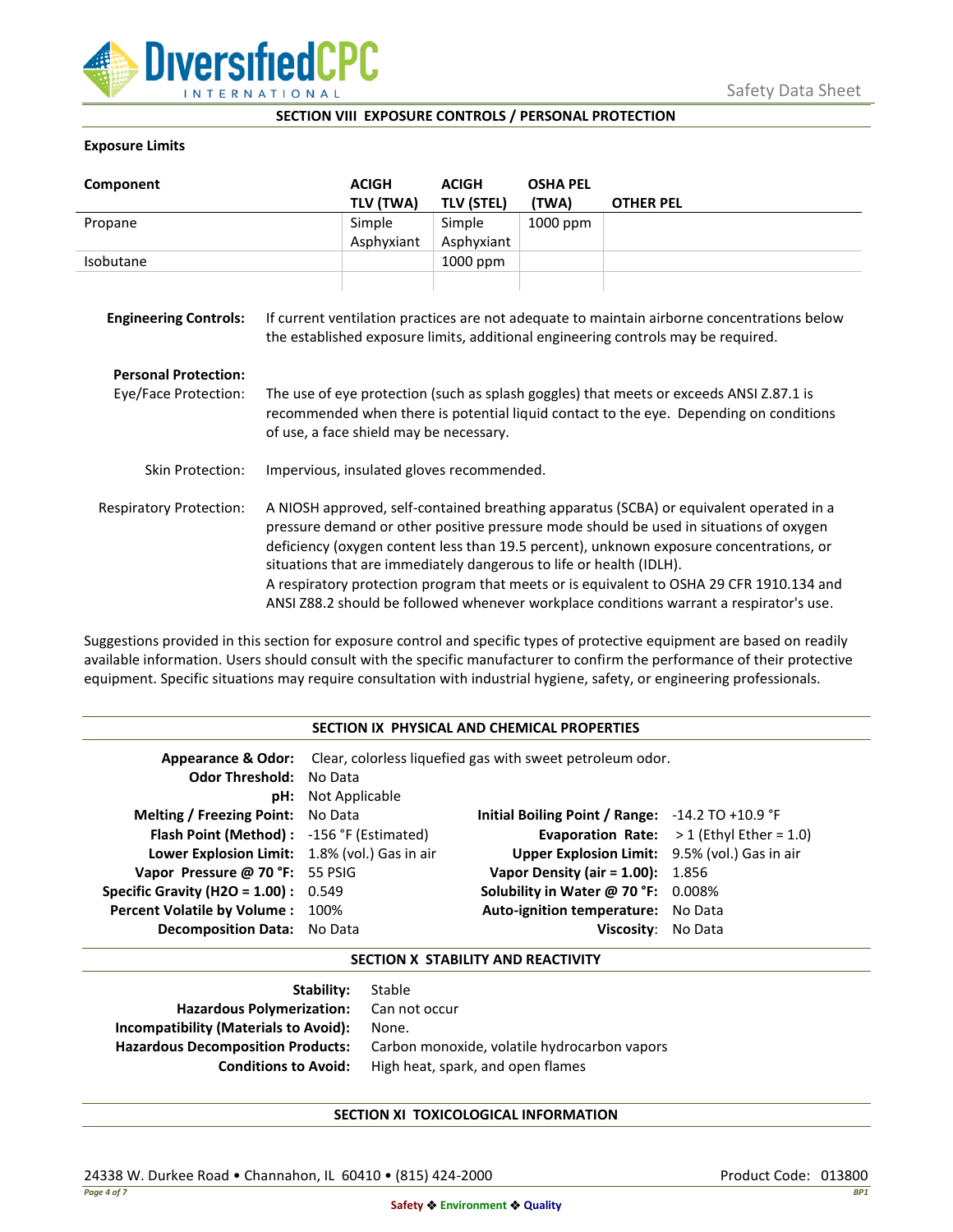## SECTION VIII EXPOSURE CONTROLS / PERSONAL PROTECTION

**Exposure Limits**

| Component | ACIGH TLV (TWA) | ACIGH TLV (STEL) | OSHA PEL (TWA) | OTHER PEL |
|---|---|---|---|---|
| Propane | Simple Asphyxiant | Simple Asphyxiant | 1000 ppm | |
| Isobutane | | 1000 ppm | | |
| | | | | |

**Engineering Controls:** If current ventilation practices are not adequate to maintain airborne concentrations below the established exposure limits, additional engineering controls may be required.

**Personal Protection:**

Eye/Face Protection: The use of eye protection (such as splash goggles) that meets or exceeds ANSI Z.87.1 is recommended when there is potential liquid contact to the eye. Depending on conditions of use, a face shield may be necessary.

Skin Protection: Impervious, insulated gloves recommended.

Respiratory Protection: A NIOSH approved, self-contained breathing apparatus (SCBA) or equivalent operated in a pressure demand or other positive pressure mode should be used in situations of oxygen deficiency (oxygen content less than 19.5 percent), unknown exposure concentrations, or situations that are immediately dangerous to life or health (IDLH).
A respiratory protection program that meets or is equivalent to OSHA 29 CFR 1910.134 and ANSI Z88.2 should be followed whenever workplace conditions warrant a respirator's use.

Suggestions provided in this section for exposure control and specific types of protective equipment are based on readily available information. Users should consult with the specific manufacturer to confirm the performance of their protective equipment. Specific situations may require consultation with industrial hygiene, safety, or engineering professionals.

## SECTION IX PHYSICAL AND CHEMICAL PROPERTIES

**Appearance & Odor:** Clear, colorless liquefied gas with sweet petroleum odor.
**Odor Threshold:** No Data
**pH:** Not Applicable

| | | | |
|---|---|---|---|
| **Melting / Freezing Point:** | No Data | **Initial Boiling Point / Range:** | -14.2 TO +10.9 °F |
| **Flash Point (Method) :** | -156 °F (Estimated) | **Evaporation Rate:** | > 1 (Ethyl Ether = 1.0) |
| **Lower Explosion Limit:** | 1.8% (vol.) Gas in air | **Upper Explosion Limit:** | 9.5% (vol.) Gas in air |
| **Vapor Pressure @ 70 °F:** | 55 PSIG | **Vapor Density (air = 1.00):** | 1.856 |
| **Specific Gravity (H2O = 1.00) :** | 0.549 | **Solubility in Water @ 70 °F:** | 0.008% |
| **Percent Volatile by Volume :** | 100% | **Auto-ignition temperature:** | No Data |
| **Decomposition Data:** | No Data | **Viscosity:** | No Data |

## SECTION X STABILITY AND REACTIVITY

**Stability:** Stable
**Hazardous Polymerization:** Can not occur
**Incompatibility (Materials to Avoid):** None.
**Hazardous Decomposition Products:** Carbon monoxide, volatile hydrocarbon vapors
**Conditions to Avoid:** High heat, spark, and open flames

## SECTION XI TOXICOLOGICAL INFORMATION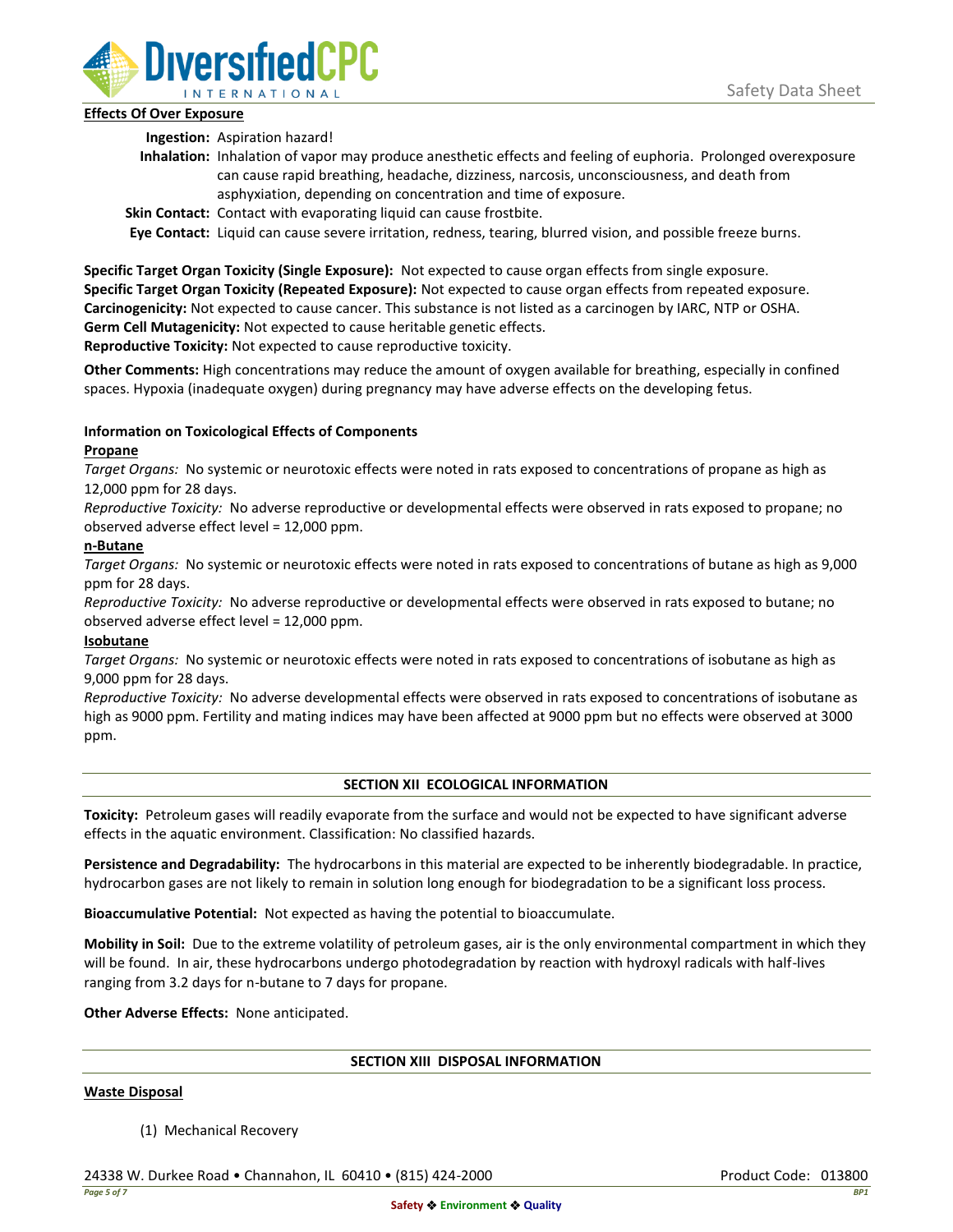**Effects Of Over Exposure**

**Ingestion:** Aspiration hazard!

**Inhalation:** Inhalation of vapor may produce anesthetic effects and feeling of euphoria. Prolonged overexposure can cause rapid breathing, headache, dizziness, narcosis, unconsciousness, and death from asphyxiation, depending on concentration and time of exposure.

**Skin Contact:** Contact with evaporating liquid can cause frostbite.

**Eye Contact:** Liquid can cause severe irritation, redness, tearing, blurred vision, and possible freeze burns.

**Specific Target Organ Toxicity (Single Exposure):** Not expected to cause organ effects from single exposure.
**Specific Target Organ Toxicity (Repeated Exposure):** Not expected to cause organ effects from repeated exposure.
**Carcinogenicity:** Not expected to cause cancer. This substance is not listed as a carcinogen by IARC, NTP or OSHA.
**Germ Cell Mutagenicity:** Not expected to cause heritable genetic effects.
**Reproductive Toxicity:** Not expected to cause reproductive toxicity.

**Other Comments:** High concentrations may reduce the amount of oxygen available for breathing, especially in confined spaces. Hypoxia (inadequate oxygen) during pregnancy may have adverse effects on the developing fetus.

**Information on Toxicological Effects of Components**

**Propane**

*Target Organs:* No systemic or neurotoxic effects were noted in rats exposed to concentrations of propane as high as 12,000 ppm for 28 days.

*Reproductive Toxicity:* No adverse reproductive or developmental effects were observed in rats exposed to propane; no observed adverse effect level = 12,000 ppm.

**n-Butane**

*Target Organs:* No systemic or neurotoxic effects were noted in rats exposed to concentrations of butane as high as 9,000 ppm for 28 days.

*Reproductive Toxicity:* No adverse reproductive or developmental effects were observed in rats exposed to butane; no observed adverse effect level = 12,000 ppm.

**Isobutane**

*Target Organs:* No systemic or neurotoxic effects were noted in rats exposed to concentrations of isobutane as high as 9,000 ppm for 28 days.

*Reproductive Toxicity:* No adverse developmental effects were observed in rats exposed to concentrations of isobutane as high as 9000 ppm. Fertility and mating indices may have been affected at 9000 ppm but no effects were observed at 3000 ppm.

## SECTION XII ECOLOGICAL INFORMATION

**Toxicity:** Petroleum gases will readily evaporate from the surface and would not be expected to have significant adverse effects in the aquatic environment. Classification: No classified hazards.

**Persistence and Degradability:** The hydrocarbons in this material are expected to be inherently biodegradable. In practice, hydrocarbon gases are not likely to remain in solution long enough for biodegradation to be a significant loss process.

**Bioaccumulative Potential:** Not expected as having the potential to bioaccumulate.

**Mobility in Soil:** Due to the extreme volatility of petroleum gases, air is the only environmental compartment in which they will be found. In air, these hydrocarbons undergo photodegradation by reaction with hydroxyl radicals with half-lives ranging from 3.2 days for n-butane to 7 days for propane.

**Other Adverse Effects:** None anticipated.

## SECTION XIII DISPOSAL INFORMATION

**Waste Disposal**

(1) Mechanical Recovery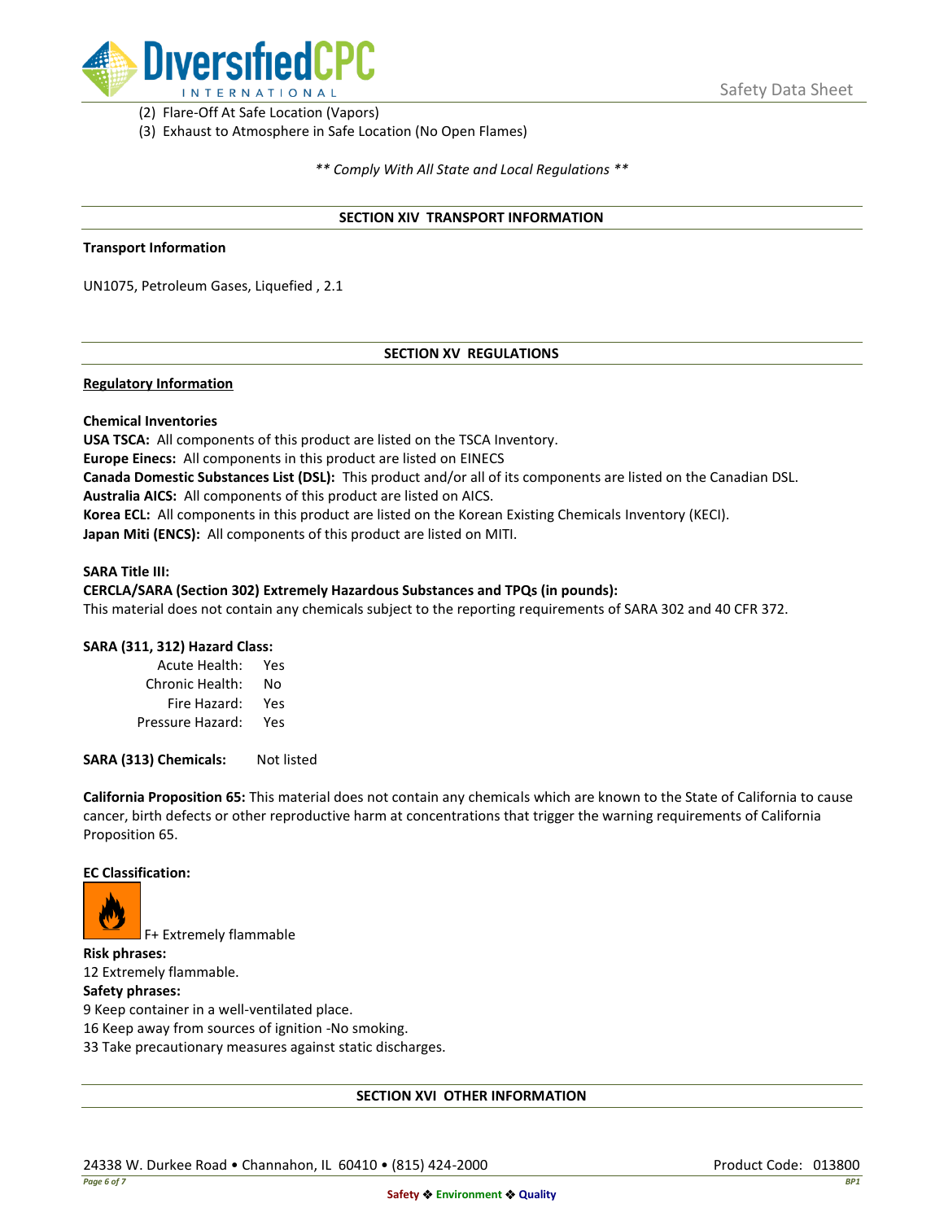(2) Flare-Off At Safe Location (Vapors)
(3) Exhaust to Atmosphere in Safe Location (No Open Flames)

*\*\* Comply With All State and Local Regulations \*\**

## SECTION XIV TRANSPORT INFORMATION

**Transport Information**

UN1075, Petroleum Gases, Liquefied , 2.1

## SECTION XV REGULATIONS

**Regulatory Information**

**Chemical Inventories**
**USA TSCA:** All components of this product are listed on the TSCA Inventory.
**Europe Einecs:** All components in this product are listed on EINECS
**Canada Domestic Substances List (DSL):** This product and/or all of its components are listed on the Canadian DSL.
**Australia AICS:** All components of this product are listed on AICS.
**Korea ECL:** All components in this product are listed on the Korean Existing Chemicals Inventory (KECI).
**Japan Miti (ENCS):** All components of this product are listed on MITI.

**SARA Title III:**
**CERCLA/SARA (Section 302) Extremely Hazardous Substances and TPQs (in pounds):**
This material does not contain any chemicals subject to the reporting requirements of SARA 302 and 40 CFR 372.

**SARA (311, 312) Hazard Class:**

| | |
|---|---|
| Acute Health: | Yes |
| Chronic Health: | No |
| Fire Hazard: | Yes |
| Pressure Hazard: | Yes |

**SARA (313) Chemicals:** Not listed

**California Proposition 65:** This material does not contain any chemicals which are known to the State of California to cause cancer, birth defects or other reproductive harm at concentrations that trigger the warning requirements of California Proposition 65.

**EC Classification:**

F+ Extremely flammable

**Risk phrases:**
12 Extremely flammable.

**Safety phrases:**
9 Keep container in a well-ventilated place.
16 Keep away from sources of ignition -No smoking.
33 Take precautionary measures against static discharges.

## SECTION XVI OTHER INFORMATION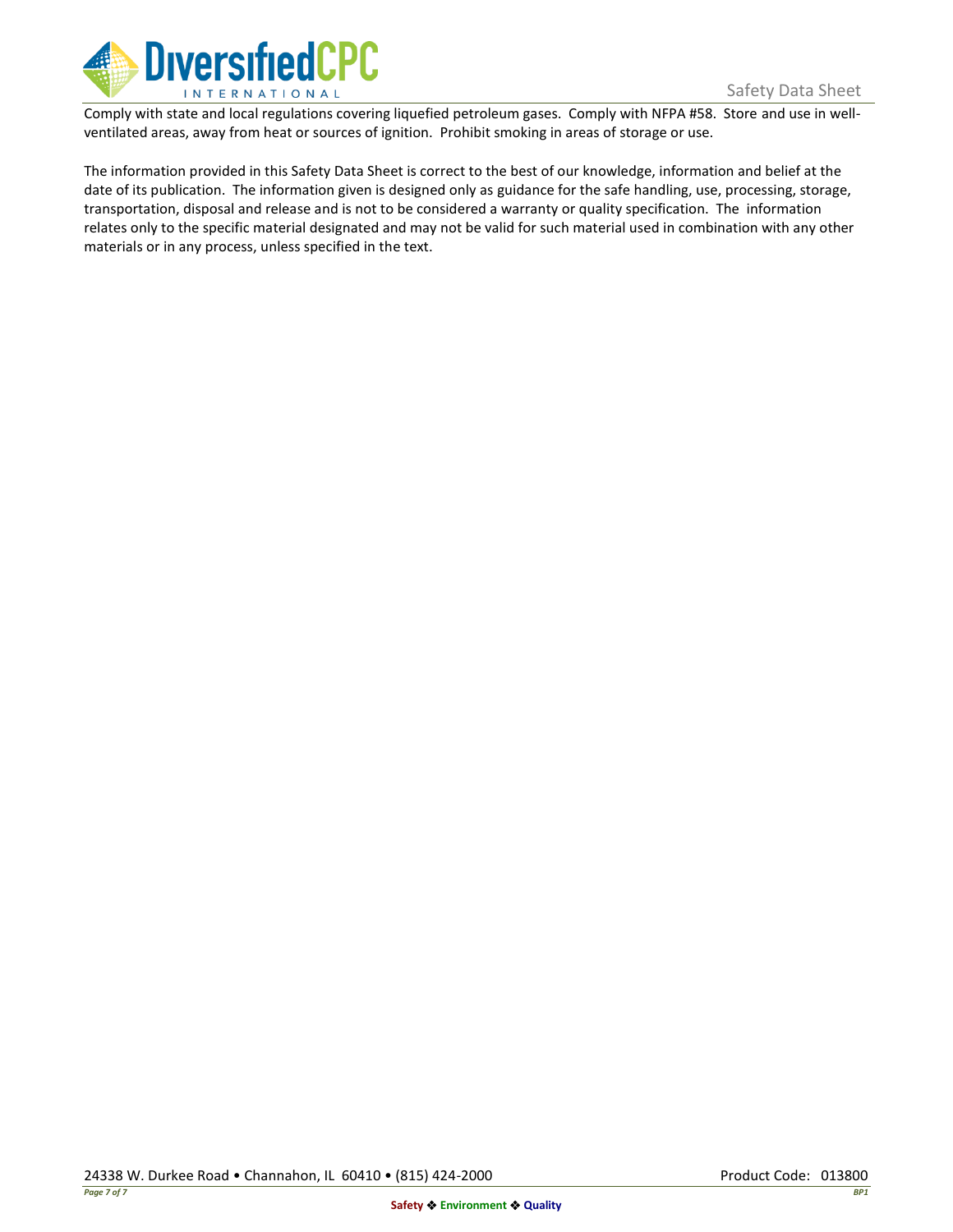Comply with state and local regulations covering liquefied petroleum gases. Comply with NFPA #58. Store and use in well-ventilated areas, away from heat or sources of ignition. Prohibit smoking in areas of storage or use.

The information provided in this Safety Data Sheet is correct to the best of our knowledge, information and belief at the date of its publication. The information given is designed only as guidance for the safe handling, use, processing, storage, transportation, disposal and release and is not to be considered a warranty or quality specification. The information relates only to the specific material designated and may not be valid for such material used in combination with any other materials or in any process, unless specified in the text.